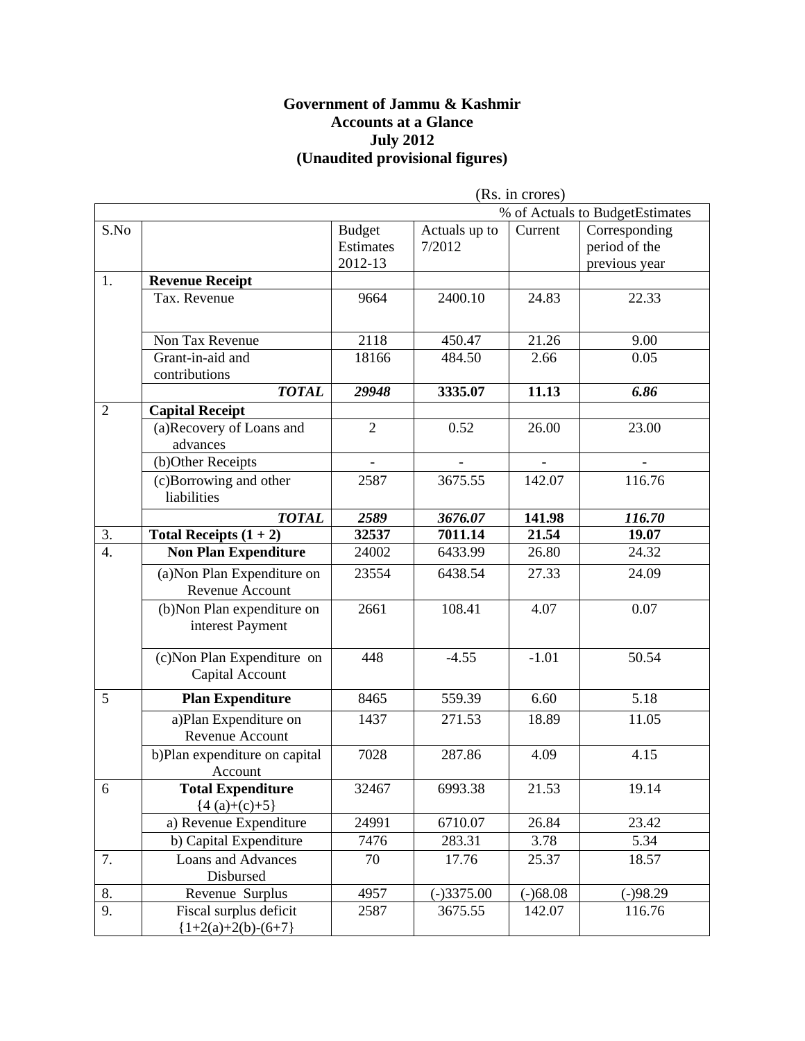# Government of Jammu & Kashmir
## Accounts at a Glance
## July 2012
## (Unaudited provisional figures)

(Rs. in crores)

| S.No | | Budget Estimates 2012-13 | Actuals up to 7/2012 | % of Actuals to BudgetEstimates | |
|---|---|---|---|---|---|
| | | | | Current | Corresponding period of the previous year |
| 1. | **Revenue Receipt** | | | | |
| | Tax. Revenue | 9664 | 2400.10 | 24.83 | 22.33 |
| | Non Tax Revenue | 2118 | 450.47 | 21.26 | 9.00 |
| | Grant-in-aid and contributions | 18166 | 484.50 | 2.66 | 0.05 |
| | ***TOTAL*** | ***29948*** | **3335.07** | **11.13** | ***6.86*** |
| 2 | **Capital Receipt** | | | | |
| | (a)Recovery of Loans and advances | 2 | 0.52 | 26.00 | 23.00 |
| | (b)Other Receipts | - | - | - | - |
| | (c)Borrowing and other liabilities | 2587 | 3675.55 | 142.07 | 116.76 |
| | ***TOTAL*** | ***2589*** | ***3676.07*** | **141.98** | ***116.70*** |
| 3. | **Total Receipts (1 + 2)** | **32537** | **7011.14** | **21.54** | **19.07** |
| 4. | **Non Plan Expenditure** | 24002 | 6433.99 | 26.80 | 24.32 |
| | (a)Non Plan Expenditure on Revenue Account | 23554 | 6438.54 | 27.33 | 24.09 |
| | (b)Non Plan expenditure on interest Payment | 2661 | 108.41 | 4.07 | 0.07 |
| | (c)Non Plan Expenditure on Capital Account | 448 | -4.55 | -1.01 | 50.54 |
| 5 | **Plan Expenditure** | 8465 | 559.39 | 6.60 | 5.18 |
| | a)Plan Expenditure on Revenue Account | 1437 | 271.53 | 18.89 | 11.05 |
| | b)Plan expenditure on capital Account | 7028 | 287.86 | 4.09 | 4.15 |
| 6 | **Total Expenditure** {4 (a)+(c)+5} | 32467 | 6993.38 | 21.53 | 19.14 |
| | a) Revenue Expenditure | 24991 | 6710.07 | 26.84 | 23.42 |
| | b) Capital Expenditure | 7476 | 283.31 | 3.78 | 5.34 |
| 7. | Loans and Advances Disbursed | 70 | 17.76 | 25.37 | 18.57 |
| 8. | Revenue Surplus | 4957 | (-)3375.00 | (-)68.08 | (-)98.29 |
| 9. | Fiscal surplus deficit {1+2(a)+2(b)-(6+7} | 2587 | 3675.55 | 142.07 | 116.76 |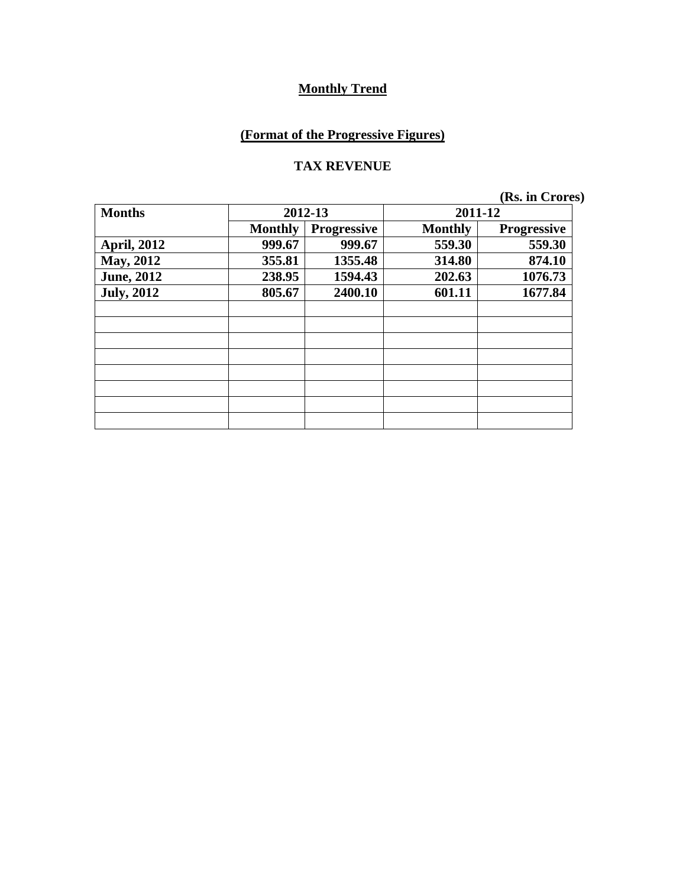## Monthly Trend

### (Format of the Progressive Figures)

### TAX REVENUE

(Rs. in Crores)

| Months | 2012-13 | | 2011-12 | |
|---|---|---|---|---|
| | Monthly | Progressive | Monthly | Progressive |
| April, 2012 | 999.67 | 999.67 | 559.30 | 559.30 |
| May, 2012 | 355.81 | 1355.48 | 314.80 | 874.10 |
| June, 2012 | 238.95 | 1594.43 | 202.63 | 1076.73 |
| July, 2012 | 805.67 | 2400.10 | 601.11 | 1677.84 |
| | | | | |
| | | | | |
| | | | | |
| | | | | |
| | | | | |
| | | | | |
| | | | | |
| | | | | |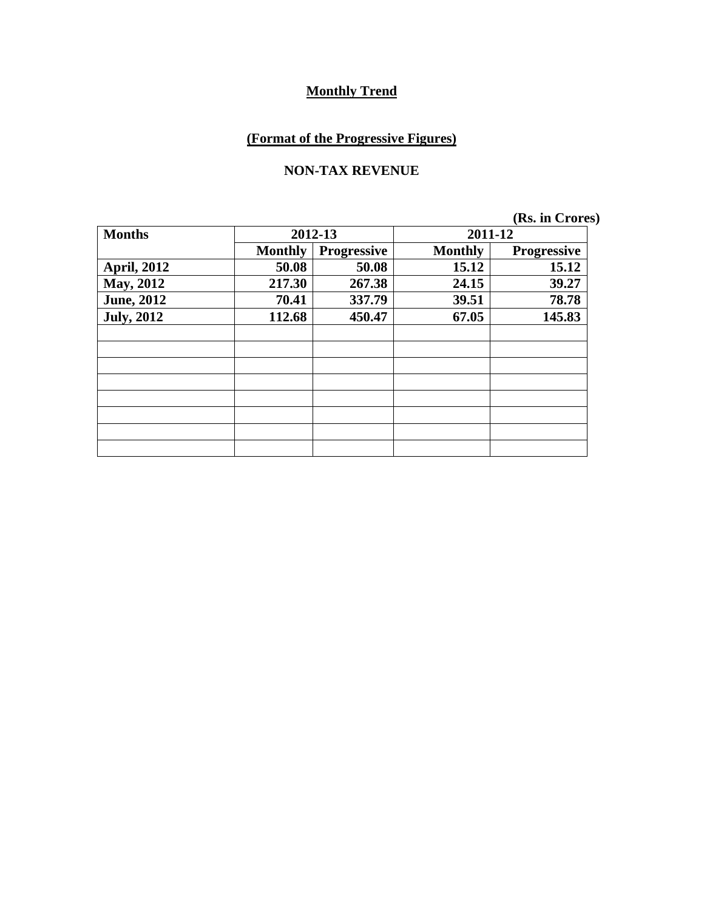**Monthly Trend**

**(Format of the Progressive Figures)**

**NON-TAX REVENUE**

**(Rs. in Crores)**

| Months | 2012-13 | | 2011-12 | |
|---|---|---|---|---|
| | Monthly | Progressive | Monthly | Progressive |
| April, 2012 | 50.08 | 50.08 | 15.12 | 15.12 |
| May, 2012 | 217.30 | 267.38 | 24.15 | 39.27 |
| June, 2012 | 70.41 | 337.79 | 39.51 | 78.78 |
| July, 2012 | 112.68 | 450.47 | 67.05 | 145.83 |
| | | | | |
| | | | | |
| | | | | |
| | | | | |
| | | | | |
| | | | | |
| | | | | |
| | | | | |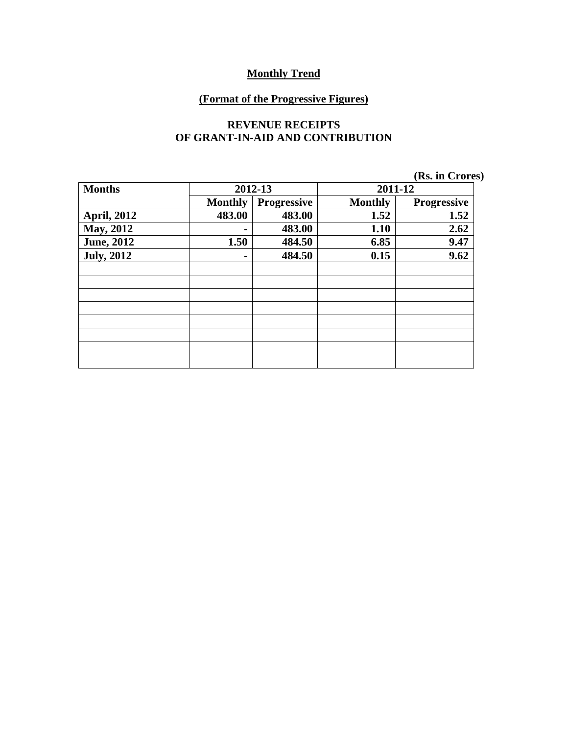**Monthly Trend**

**(Format of the Progressive Figures)**

**REVENUE RECEIPTS**
**OF GRANT-IN-AID AND CONTRIBUTION**

**(Rs. in Crores)**

| Months | 2012-13 | | 2011-12 | |
|---|---|---|---|---|
| | Monthly | Progressive | Monthly | Progressive |
| April, 2012 | 483.00 | 483.00 | 1.52 | 1.52 |
| May, 2012 | - | 483.00 | 1.10 | 2.62 |
| June, 2012 | 1.50 | 484.50 | 6.85 | 9.47 |
| July, 2012 | - | 484.50 | 0.15 | 9.62 |
| | | | | |
| | | | | |
| | | | | |
| | | | | |
| | | | | |
| | | | | |
| | | | | |
| | | | | |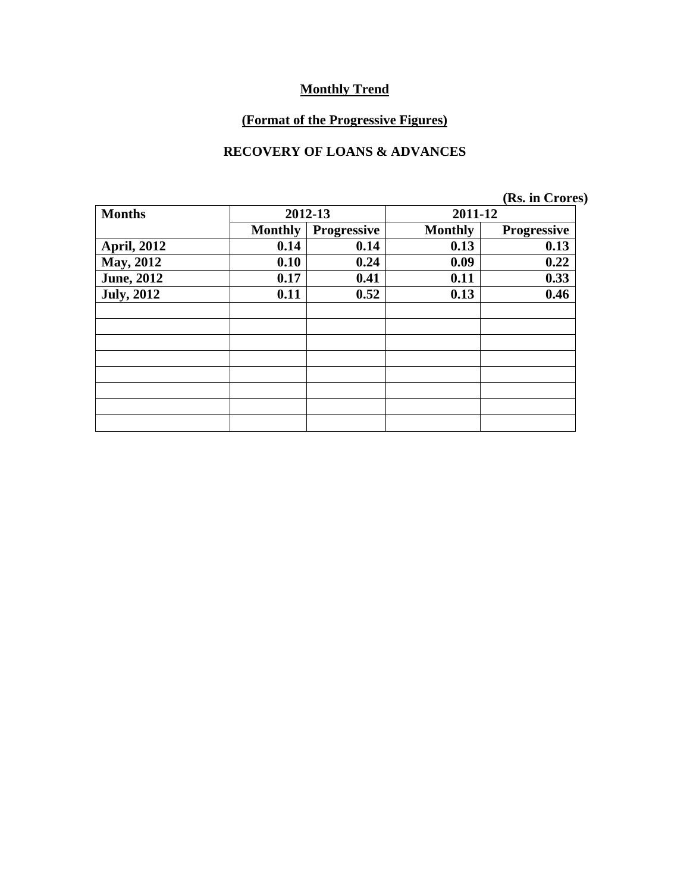## Monthly Trend

## (Format of the Progressive Figures)

## RECOVERY OF LOANS & ADVANCES

**(Rs. in Crores)**

| Months | 2012-13 | | 2011-12 | |
|---|---|---|---|---|
| | Monthly | Progressive | Monthly | Progressive |
| April, 2012 | 0.14 | 0.14 | 0.13 | 0.13 |
| May, 2012 | 0.10 | 0.24 | 0.09 | 0.22 |
| June, 2012 | 0.17 | 0.41 | 0.11 | 0.33 |
| July, 2012 | 0.11 | 0.52 | 0.13 | 0.46 |
| | | | | |
| | | | | |
| | | | | |
| | | | | |
| | | | | |
| | | | | |
| | | | | |
| | | | | |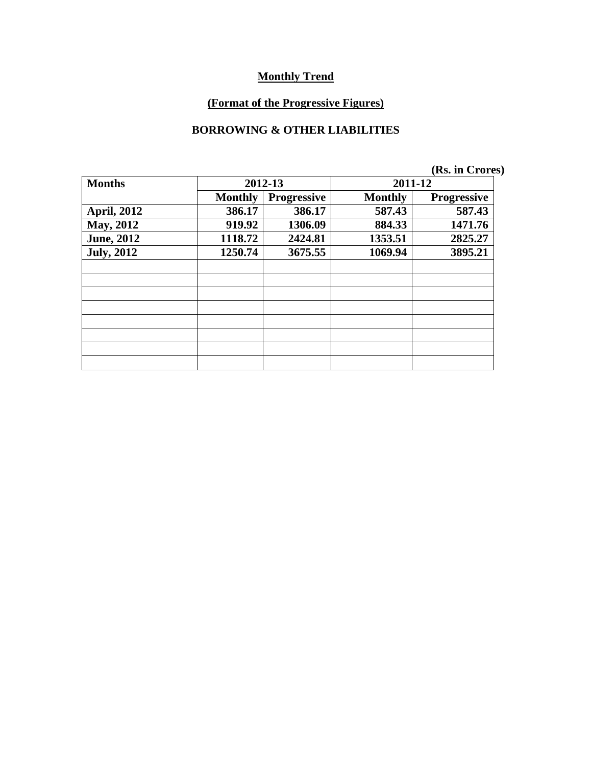## Monthly Trend

### (Format of the Progressive Figures)

### BORROWING & OTHER LIABILITIES

**(Rs. in Crores)**

| Months | 2012-13 | | 2011-12 | |
|---|---|---|---|---|
| | Monthly | Progressive | Monthly | Progressive |
| April, 2012 | 386.17 | 386.17 | 587.43 | 587.43 |
| May, 2012 | 919.92 | 1306.09 | 884.33 | 1471.76 |
| June, 2012 | 1118.72 | 2424.81 | 1353.51 | 2825.27 |
| July, 2012 | 1250.74 | 3675.55 | 1069.94 | 3895.21 |
| | | | | |
| | | | | |
| | | | | |
| | | | | |
| | | | | |
| | | | | |
| | | | | |
| | | | | |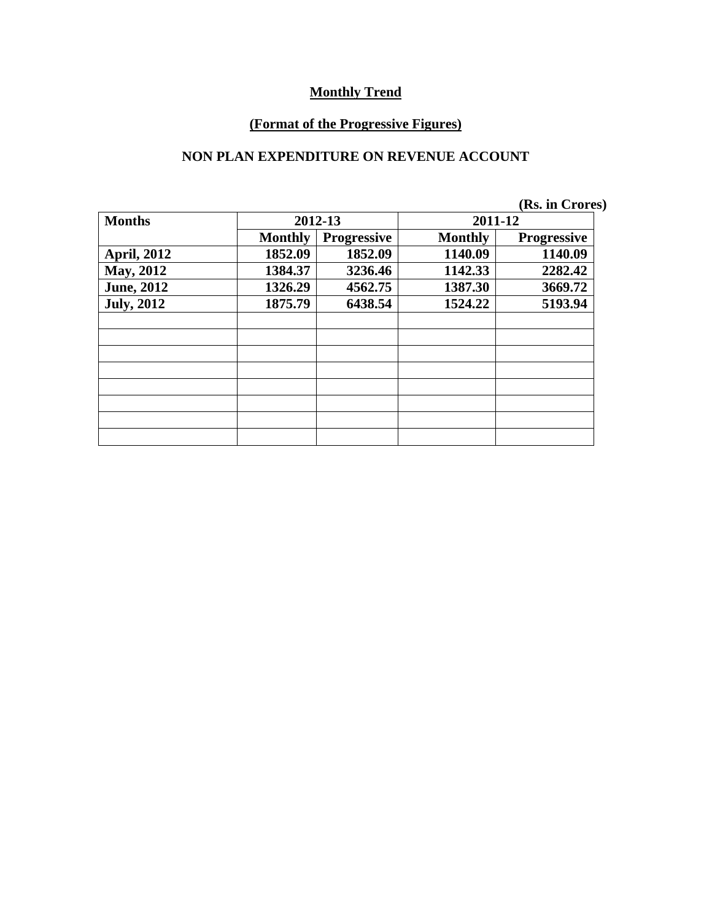**Monthly Trend**

**(Format of the Progressive Figures)**

**NON PLAN EXPENDITURE ON REVENUE ACCOUNT**

(Rs. in Crores)

| Months | 2012-13 | | 2011-12 | |
|---|---|---|---|---|
| | Monthly | Progressive | Monthly | Progressive |
| April, 2012 | 1852.09 | 1852.09 | 1140.09 | 1140.09 |
| May, 2012 | 1384.37 | 3236.46 | 1142.33 | 2282.42 |
| June, 2012 | 1326.29 | 4562.75 | 1387.30 | 3669.72 |
| July, 2012 | 1875.79 | 6438.54 | 1524.22 | 5193.94 |
| | | | | |
| | | | | |
| | | | | |
| | | | | |
| | | | | |
| | | | | |
| | | | | |
| | | | | |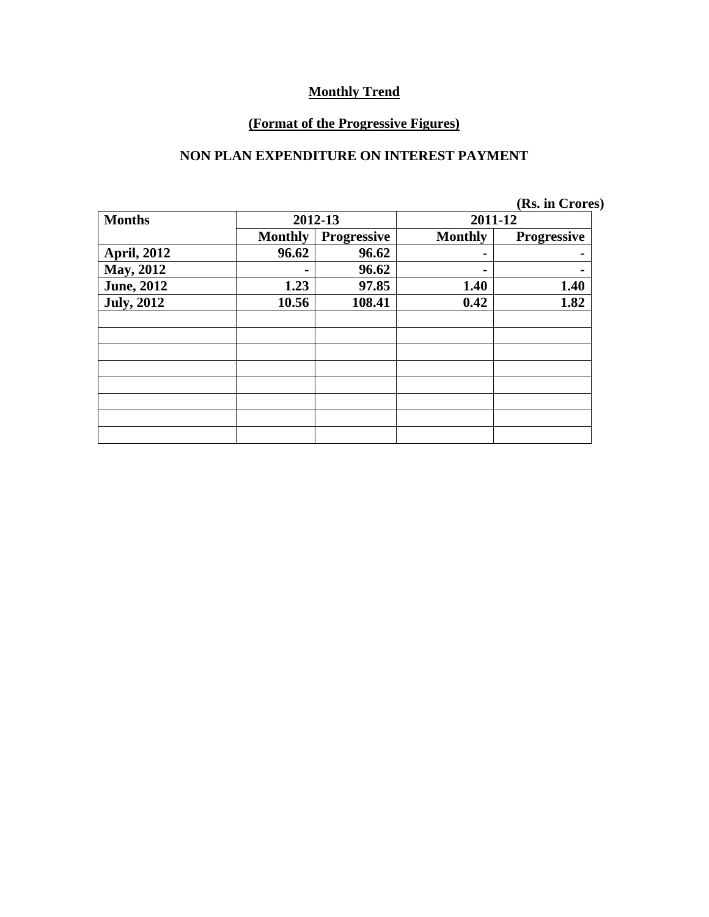**Monthly Trend**

**(Format of the Progressive Figures)**

**NON PLAN EXPENDITURE ON INTEREST PAYMENT**

(Rs. in Crores)

| Months | 2012-13 | | 2011-12 | |
|---|---|---|---|---|
| | Monthly | Progressive | Monthly | Progressive |
| April, 2012 | 96.62 | 96.62 | - | - |
| May, 2012 | - | 96.62 | - | - |
| June, 2012 | 1.23 | 97.85 | 1.40 | 1.40 |
| July, 2012 | 10.56 | 108.41 | 0.42 | 1.82 |
| | | | | |
| | | | | |
| | | | | |
| | | | | |
| | | | | |
| | | | | |
| | | | | |
| | | | | |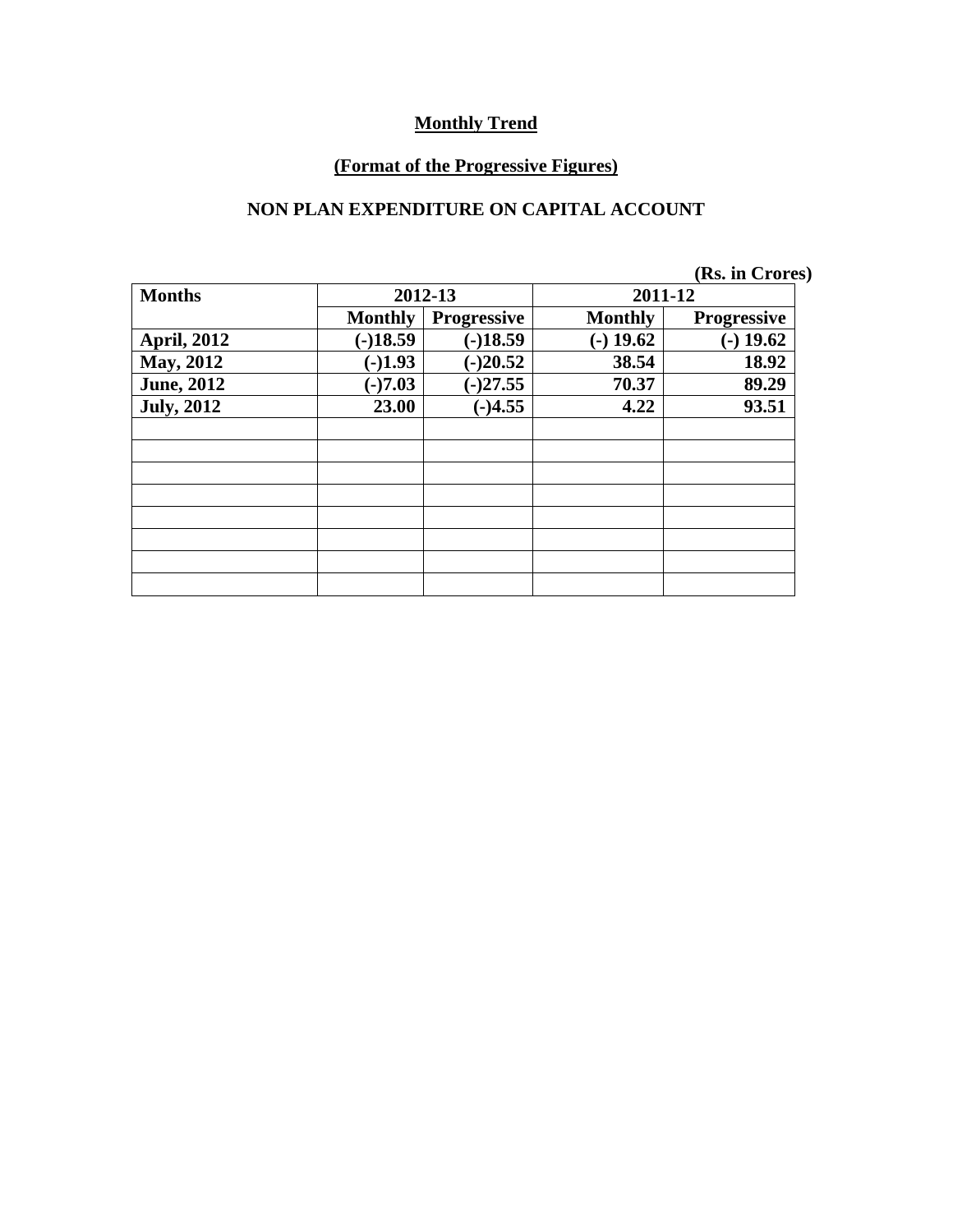# Monthly Trend

## (Format of the Progressive Figures)

## NON PLAN EXPENDITURE ON CAPITAL ACCOUNT

(Rs. in Crores)

| Months | 2012-13 | | 2011-12 | |
|---|---|---|---|---|
| | Monthly | Progressive | Monthly | Progressive |
| April, 2012 | (-)18.59 | (-)18.59 | (-) 19.62 | (-) 19.62 |
| May, 2012 | (-)1.93 | (-)20.52 | 38.54 | 18.92 |
| June, 2012 | (-)7.03 | (-)27.55 | 70.37 | 89.29 |
| July, 2012 | 23.00 | (-)4.55 | 4.22 | 93.51 |
| | | | | |
| | | | | |
| | | | | |
| | | | | |
| | | | | |
| | | | | |
| | | | | |
| | | | | |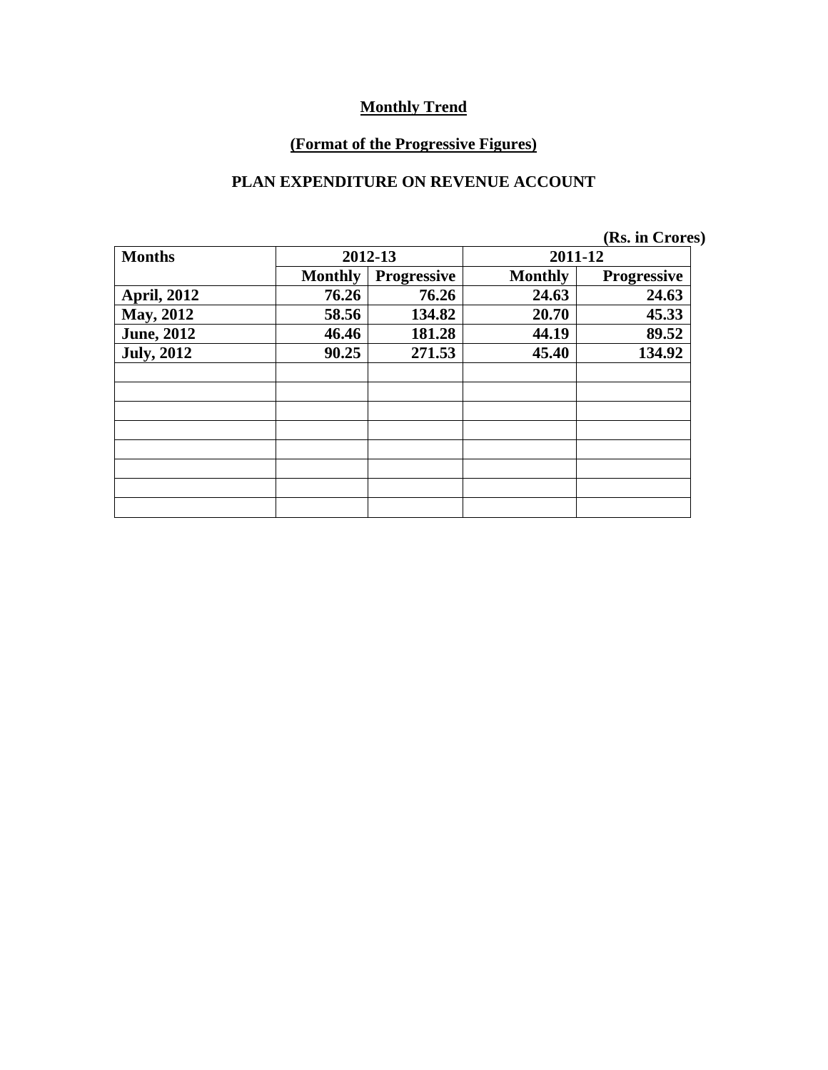## Monthly Trend

### (Format of the Progressive Figures)

### PLAN EXPENDITURE ON REVENUE ACCOUNT

(Rs. in Crores)

| Months | 2012-13 | | 2011-12 | |
|---|---|---|---|---|
| | Monthly | Progressive | Monthly | Progressive |
| April, 2012 | 76.26 | 76.26 | 24.63 | 24.63 |
| May, 2012 | 58.56 | 134.82 | 20.70 | 45.33 |
| June, 2012 | 46.46 | 181.28 | 44.19 | 89.52 |
| July, 2012 | 90.25 | 271.53 | 45.40 | 134.92 |
| | | | | |
| | | | | |
| | | | | |
| | | | | |
| | | | | |
| | | | | |
| | | | | |
| | | | | |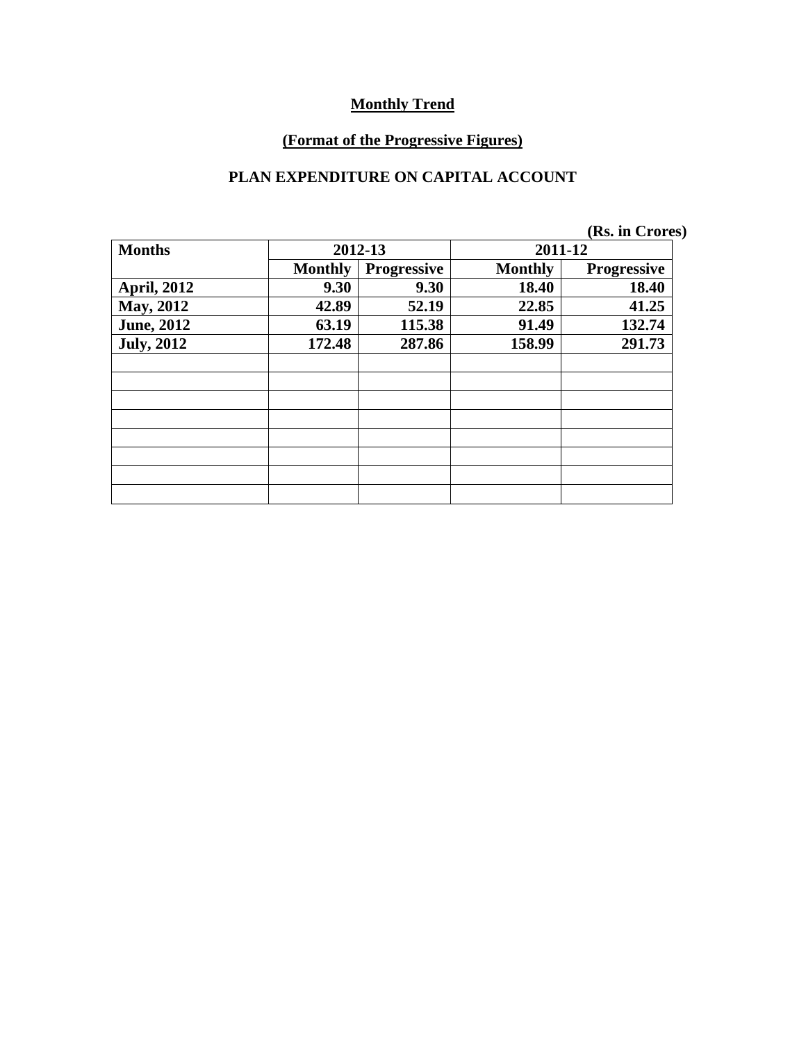## Monthly Trend

### (Format of the Progressive Figures)

### PLAN EXPENDITURE ON CAPITAL ACCOUNT

(Rs. in Crores)

| Months | 2012-13 | | 2011-12 | |
|---|---|---|---|---|
| | Monthly | Progressive | Monthly | Progressive |
| April, 2012 | 9.30 | 9.30 | 18.40 | 18.40 |
| May, 2012 | 42.89 | 52.19 | 22.85 | 41.25 |
| June, 2012 | 63.19 | 115.38 | 91.49 | 132.74 |
| July, 2012 | 172.48 | 287.86 | 158.99 | 291.73 |
| | | | | |
| | | | | |
| | | | | |
| | | | | |
| | | | | |
| | | | | |
| | | | | |
| | | | | |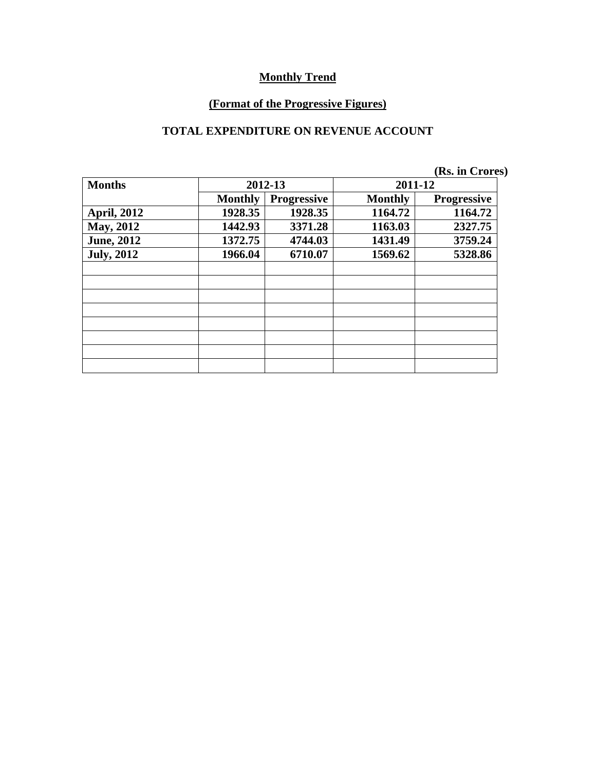**Monthly Trend**

**(Format of the Progressive Figures)**

**TOTAL EXPENDITURE ON REVENUE ACCOUNT**

**(Rs. in Crores)**

| Months | 2012-13 | | 2011-12 | |
|---|---|---|---|---|
| | Monthly | Progressive | Monthly | Progressive |
| April, 2012 | 1928.35 | 1928.35 | 1164.72 | 1164.72 |
| May, 2012 | 1442.93 | 3371.28 | 1163.03 | 2327.75 |
| June, 2012 | 1372.75 | 4744.03 | 1431.49 | 3759.24 |
| July, 2012 | 1966.04 | 6710.07 | 1569.62 | 5328.86 |
| | | | | |
| | | | | |
| | | | | |
| | | | | |
| | | | | |
| | | | | |
| | | | | |
| | | | | |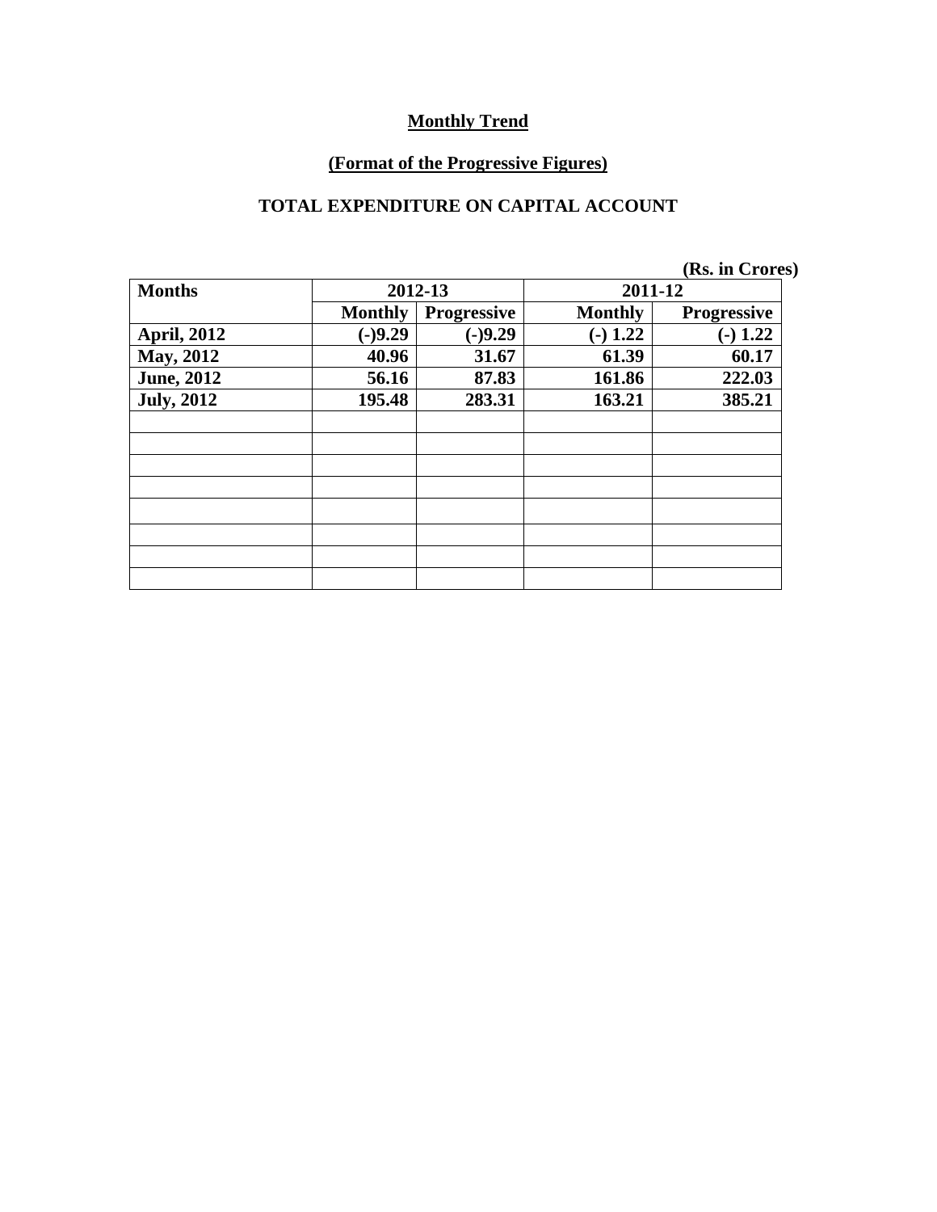**Monthly Trend**

**(Format of the Progressive Figures)**

**TOTAL EXPENDITURE ON CAPITAL ACCOUNT**

**(Rs. in Crores)**

| Months | 2012-13 | | 2011-12 | |
|---|---|---|---|---|
| | Monthly | Progressive | Monthly | Progressive |
| April, 2012 | (-)9.29 | (-)9.29 | (-) 1.22 | (-) 1.22 |
| May, 2012 | 40.96 | 31.67 | 61.39 | 60.17 |
| June, 2012 | 56.16 | 87.83 | 161.86 | 222.03 |
| July, 2012 | 195.48 | 283.31 | 163.21 | 385.21 |
| | | | | |
| | | | | |
| | | | | |
| | | | | |
| | | | | |
| | | | | |
| | | | | |
| | | | | |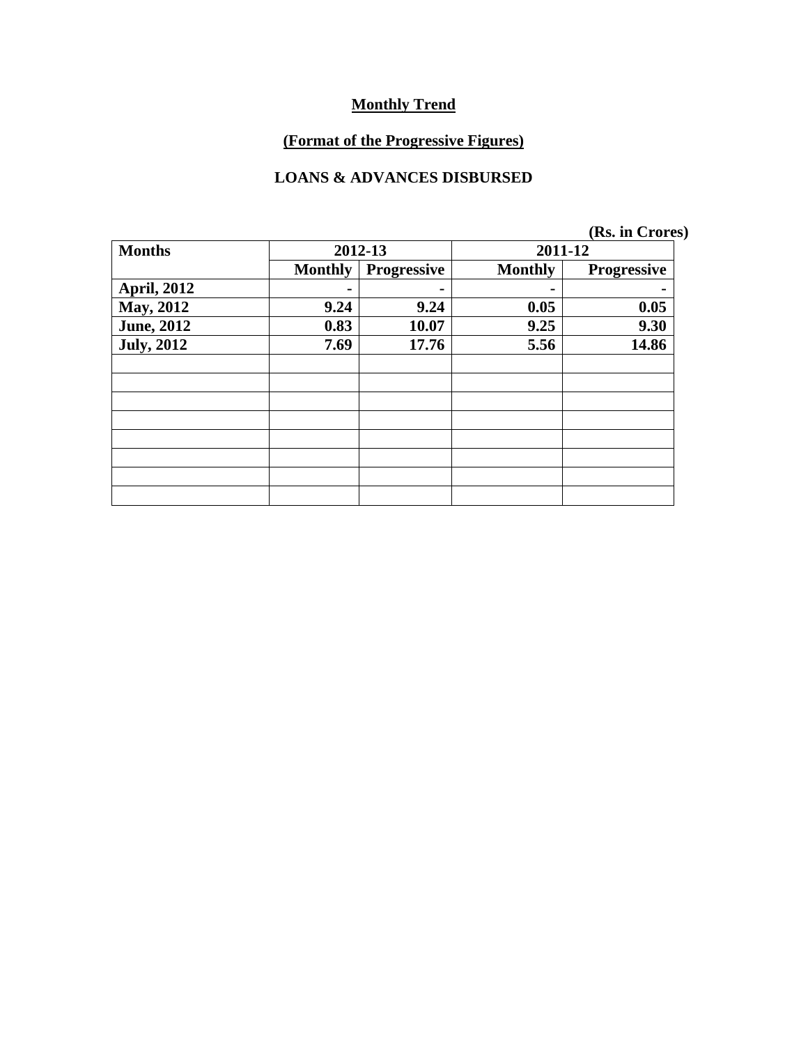## Monthly Trend

## (Format of the Progressive Figures)

### LOANS & ADVANCES DISBURSED

**(Rs. in Crores)**

| Months | 2012-13 | | 2011-12 | |
|---|---|---|---|---|
| | Monthly | Progressive | Monthly | Progressive |
| April, 2012 | - | - | - | - |
| May, 2012 | 9.24 | 9.24 | 0.05 | 0.05 |
| June, 2012 | 0.83 | 10.07 | 9.25 | 9.30 |
| July, 2012 | 7.69 | 17.76 | 5.56 | 14.86 |
| | | | | |
| | | | | |
| | | | | |
| | | | | |
| | | | | |
| | | | | |
| | | | | |
| | | | | |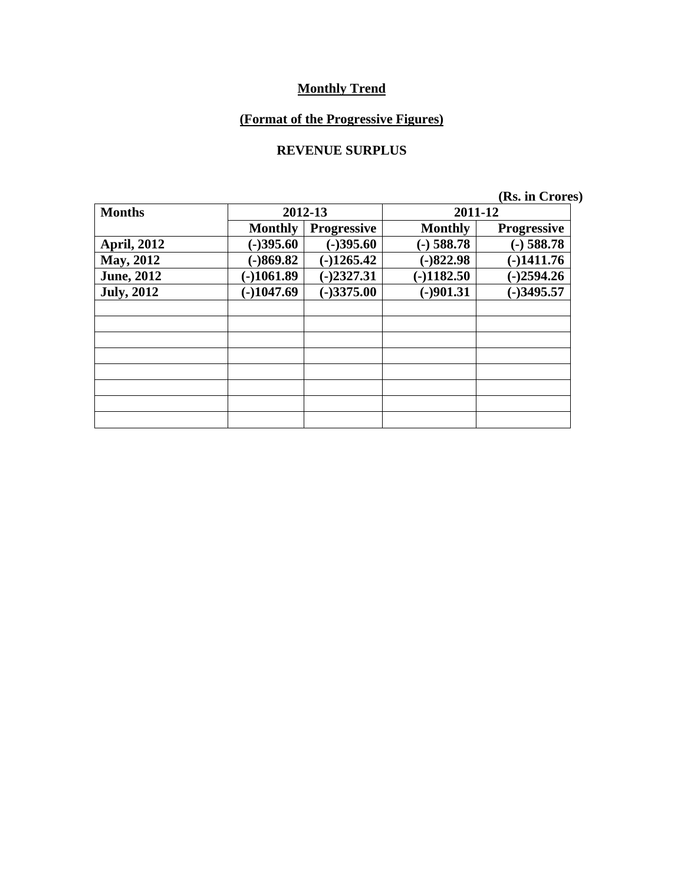**Monthly Trend**

**(Format of the Progressive Figures)**

**REVENUE SURPLUS**

(Rs. in Crores)

| Months | 2012-13 | | 2011-12 | |
|---|---|---|---|---|
| | Monthly | Progressive | Monthly | Progressive |
| April, 2012 | (-)395.60 | (-)395.60 | (-) 588.78 | (-) 588.78 |
| May, 2012 | (-)869.82 | (-)1265.42 | (-)822.98 | (-)1411.76 |
| June, 2012 | (-)1061.89 | (-)2327.31 | (-)1182.50 | (-)2594.26 |
| July, 2012 | (-)1047.69 | (-)3375.00 | (-)901.31 | (-)3495.57 |
| | | | | |
| | | | | |
| | | | | |
| | | | | |
| | | | | |
| | | | | |
| | | | | |
| | | | | |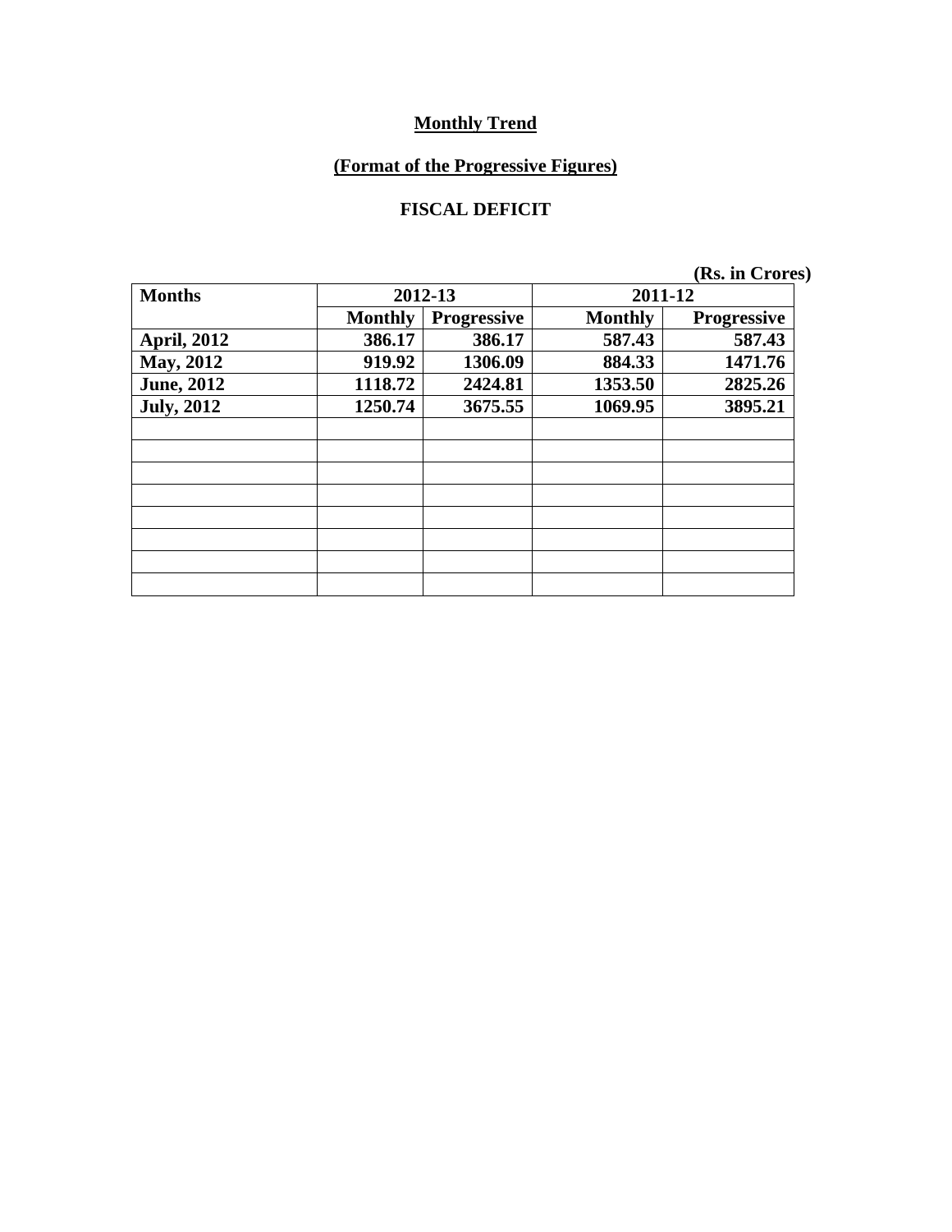**Monthly Trend**

**(Format of the Progressive Figures)**

**FISCAL DEFICIT**

**(Rs. in Crores)**

| Months | 2012-13 | | 2011-12 | |
|---|---|---|---|---|
| | Monthly | Progressive | Monthly | Progressive |
| April, 2012 | 386.17 | 386.17 | 587.43 | 587.43 |
| May, 2012 | 919.92 | 1306.09 | 884.33 | 1471.76 |
| June, 2012 | 1118.72 | 2424.81 | 1353.50 | 2825.26 |
| July, 2012 | 1250.74 | 3675.55 | 1069.95 | 3895.21 |
| | | | | |
| | | | | |
| | | | | |
| | | | | |
| | | | | |
| | | | | |
| | | | | |
| | | | | |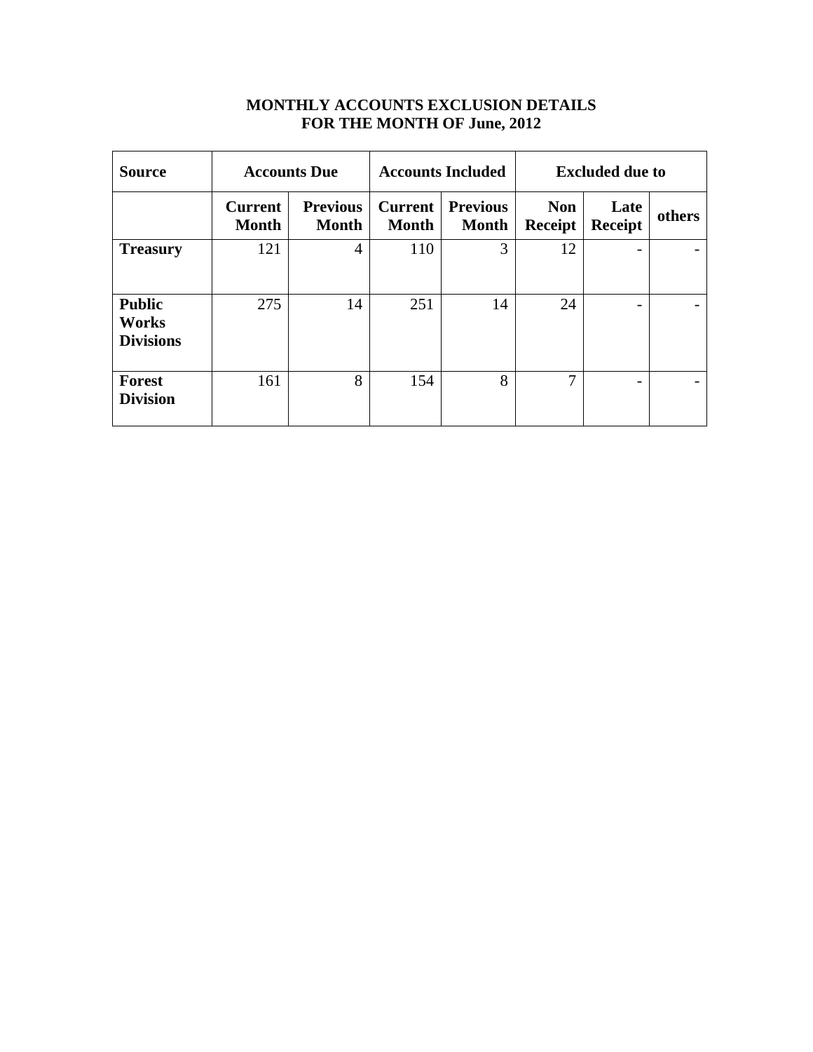**MONTHLY ACCOUNTS EXCLUSION DETAILS**
**FOR THE MONTH OF June, 2012**

| Source | Accounts Due | | Accounts Included | | Excluded due to | | |
|---|---|---|---|---|---|---|---|
| | Current Month | Previous Month | Current Month | Previous Month | Non Receipt | Late Receipt | others |
| **Treasury** | 121 | 4 | 110 | 3 | 12 | - | - |
| **Public Works Divisions** | 275 | 14 | 251 | 14 | 24 | - | - |
| **Forest Division** | 161 | 8 | 154 | 8 | 7 | - | - |